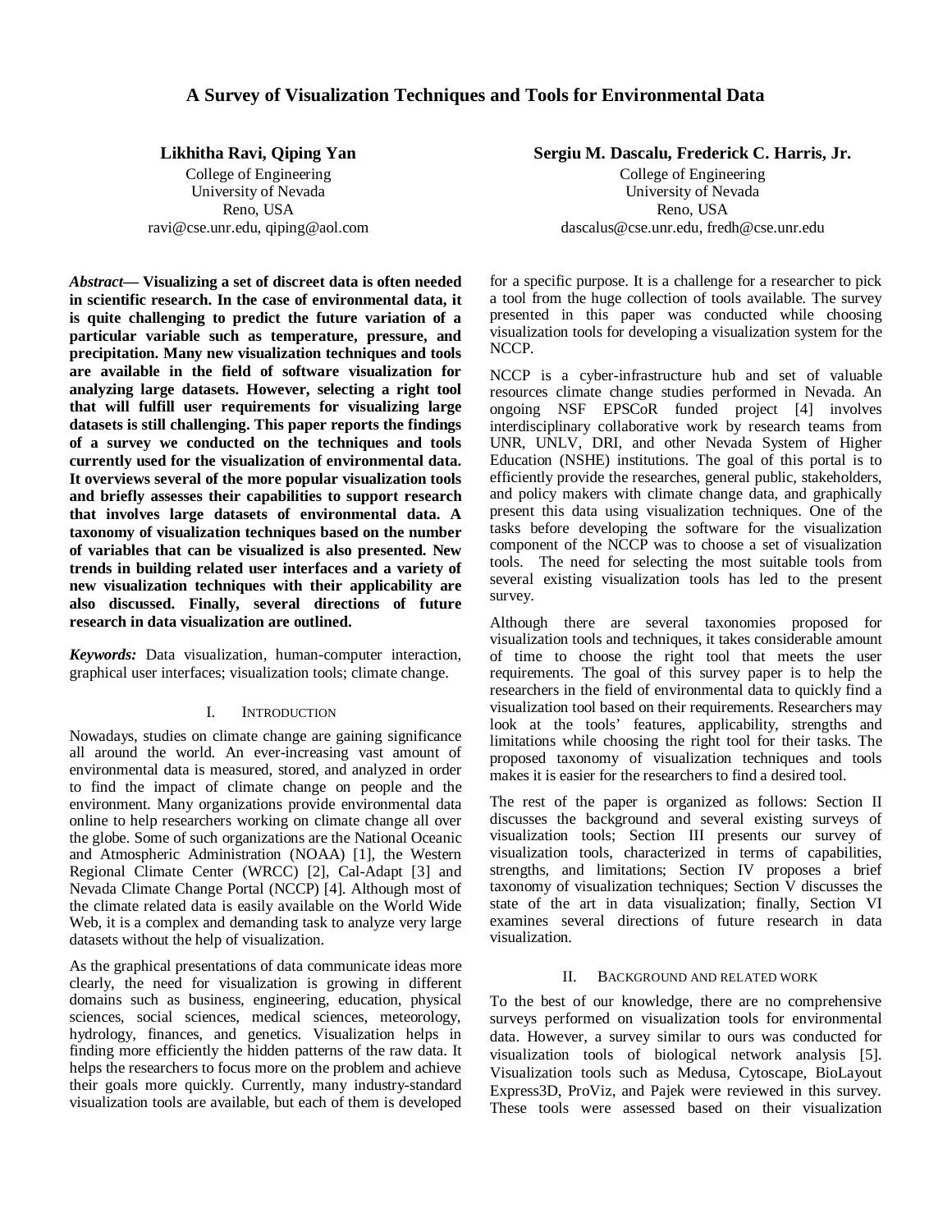# A Survey of Visualization Techniques and Tools for Environmental Data

**Likhitha Ravi, Qiping Yan**
College of Engineering
University of Nevada
Reno, USA
ravi@cse.unr.edu, qiping@aol.com

**Sergiu M. Dascalu, Frederick C. Harris, Jr.**
College of Engineering
University of Nevada
Reno, USA
dascalus@cse.unr.edu, fredh@cse.unr.edu

***Abstract*— Visualizing a set of discreet data is often needed in scientific research. In the case of environmental data, it is quite challenging to predict the future variation of a particular variable such as temperature, pressure, and precipitation. Many new visualization techniques and tools are available in the field of software visualization for analyzing large datasets. However, selecting a right tool that will fulfill user requirements for visualizing large datasets is still challenging. This paper reports the findings of a survey we conducted on the techniques and tools currently used for the visualization of environmental data. It overviews several of the more popular visualization tools and briefly assesses their capabilities to support research that involves large datasets of environmental data. A taxonomy of visualization techniques based on the number of variables that can be visualized is also presented. New trends in building related user interfaces and a variety of new visualization techniques with their applicability are also discussed. Finally, several directions of future research in data visualization are outlined.**

***Keywords:*** Data visualization, human-computer interaction, graphical user interfaces; visualization tools; climate change.

## I. Introduction

Nowadays, studies on climate change are gaining significance all around the world. An ever-increasing vast amount of environmental data is measured, stored, and analyzed in order to find the impact of climate change on people and the environment. Many organizations provide environmental data online to help researchers working on climate change all over the globe. Some of such organizations are the National Oceanic and Atmospheric Administration (NOAA) [1], the Western Regional Climate Center (WRCC) [2], Cal-Adapt [3] and Nevada Climate Change Portal (NCCP) [4]. Although most of the climate related data is easily available on the World Wide Web, it is a complex and demanding task to analyze very large datasets without the help of visualization.

As the graphical presentations of data communicate ideas more clearly, the need for visualization is growing in different domains such as business, engineering, education, physical sciences, social sciences, medical sciences, meteorology, hydrology, finances, and genetics. Visualization helps in finding more efficiently the hidden patterns of the raw data. It helps the researchers to focus more on the problem and achieve their goals more quickly. Currently, many industry-standard visualization tools are available, but each of them is developed for a specific purpose. It is a challenge for a researcher to pick a tool from the huge collection of tools available. The survey presented in this paper was conducted while choosing visualization tools for developing a visualization system for the NCCP.

NCCP is a cyber-infrastructure hub and set of valuable resources climate change studies performed in Nevada. An ongoing NSF EPSCoR funded project [4] involves interdisciplinary collaborative work by research teams from UNR, UNLV, DRI, and other Nevada System of Higher Education (NSHE) institutions. The goal of this portal is to efficiently provide the researches, general public, stakeholders, and policy makers with climate change data, and graphically present this data using visualization techniques. One of the tasks before developing the software for the visualization component of the NCCP was to choose a set of visualization tools. The need for selecting the most suitable tools from several existing visualization tools has led to the present survey.

Although there are several taxonomies proposed for visualization tools and techniques, it takes considerable amount of time to choose the right tool that meets the user requirements. The goal of this survey paper is to help the researchers in the field of environmental data to quickly find a visualization tool based on their requirements. Researchers may look at the tools' features, applicability, strengths and limitations while choosing the right tool for their tasks. The proposed taxonomy of visualization techniques and tools makes it is easier for the researchers to find a desired tool.

The rest of the paper is organized as follows: Section II discusses the background and several existing surveys of visualization tools; Section III presents our survey of visualization tools, characterized in terms of capabilities, strengths, and limitations; Section IV proposes a brief taxonomy of visualization techniques; Section V discusses the state of the art in data visualization; finally, Section VI examines several directions of future research in data visualization.

## II. Background and Related Work

To the best of our knowledge, there are no comprehensive surveys performed on visualization tools for environmental data. However, a survey similar to ours was conducted for visualization tools of biological network analysis [5]. Visualization tools such as Medusa, Cytoscape, BioLayout Express3D, ProViz, and Pajek were reviewed in this survey. These tools were assessed based on their visualization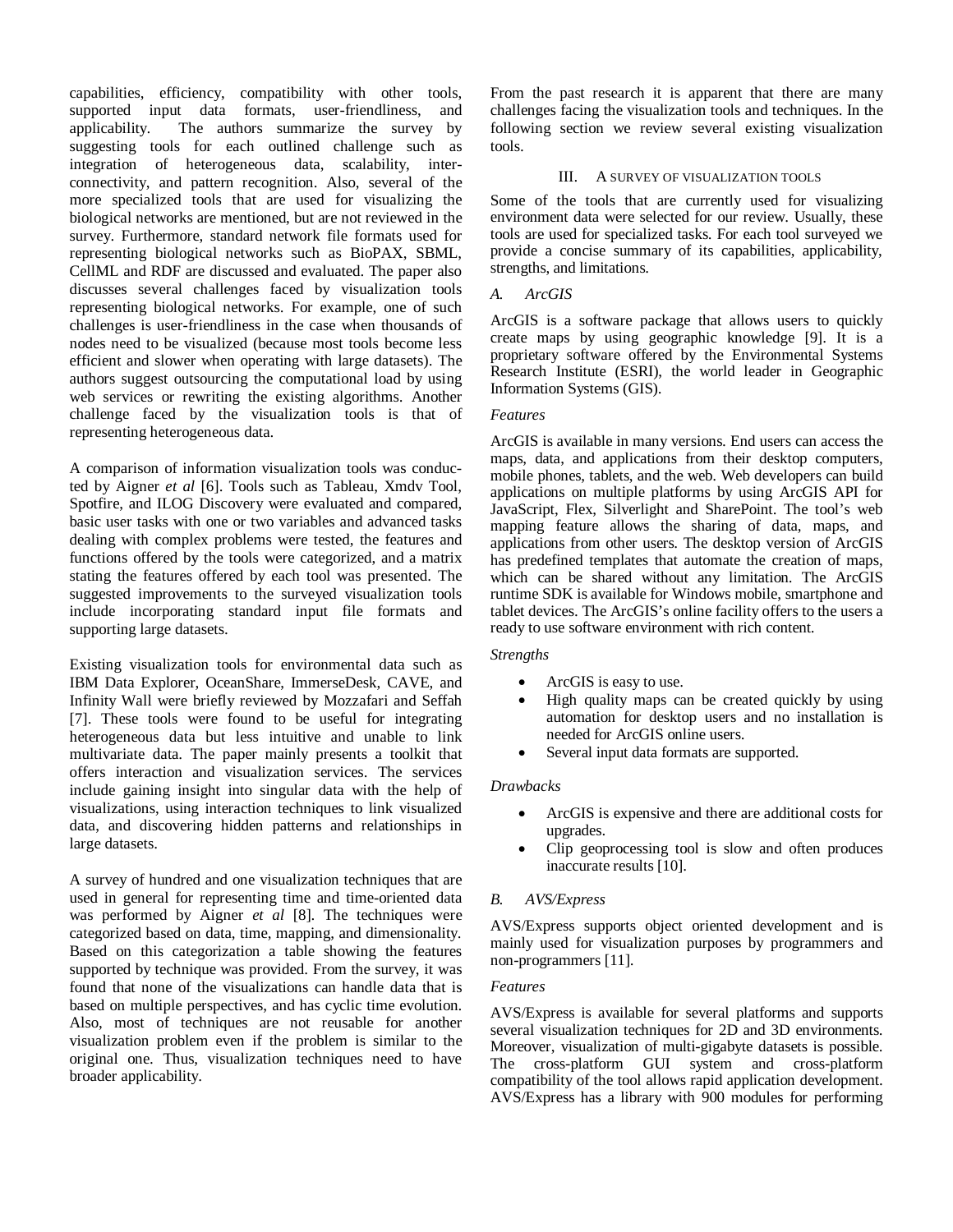capabilities, efficiency, compatibility with other tools, supported input data formats, user-friendliness, and applicability. The authors summarize the survey by suggesting tools for each outlined challenge such as integration of heterogeneous data, scalability, inter-connectivity, and pattern recognition. Also, several of the more specialized tools that are used for visualizing the biological networks are mentioned, but are not reviewed in the survey. Furthermore, standard network file formats used for representing biological networks such as BioPAX, SBML, CellML and RDF are discussed and evaluated. The paper also discusses several challenges faced by visualization tools representing biological networks. For example, one of such challenges is user-friendliness in the case when thousands of nodes need to be visualized (because most tools become less efficient and slower when operating with large datasets). The authors suggest outsourcing the computational load by using web services or rewriting the existing algorithms. Another challenge faced by the visualization tools is that of representing heterogeneous data.

A comparison of information visualization tools was conducted by Aigner *et al* [6]. Tools such as Tableau, Xmdv Tool, Spotfire, and ILOG Discovery were evaluated and compared, basic user tasks with one or two variables and advanced tasks dealing with complex problems were tested, the features and functions offered by the tools were categorized, and a matrix stating the features offered by each tool was presented. The suggested improvements to the surveyed visualization tools include incorporating standard input file formats and supporting large datasets.

Existing visualization tools for environmental data such as IBM Data Explorer, OceanShare, ImmerseDesk, CAVE, and Infinity Wall were briefly reviewed by Mozzafari and Seffah [7]. These tools were found to be useful for integrating heterogeneous data but less intuitive and unable to link multivariate data. The paper mainly presents a toolkit that offers interaction and visualization services. The services include gaining insight into singular data with the help of visualizations, using interaction techniques to link visualized data, and discovering hidden patterns and relationships in large datasets.

A survey of hundred and one visualization techniques that are used in general for representing time and time-oriented data was performed by Aigner *et al* [8]. The techniques were categorized based on data, time, mapping, and dimensionality. Based on this categorization a table showing the features supported by technique was provided. From the survey, it was found that none of the visualizations can handle data that is based on multiple perspectives, and has cyclic time evolution. Also, most of techniques are not reusable for another visualization problem even if the problem is similar to the original one. Thus, visualization techniques need to have broader applicability.

From the past research it is apparent that there are many challenges facing the visualization tools and techniques. In the following section we review several existing visualization tools.

## III. A SURVEY OF VISUALIZATION TOOLS

Some of the tools that are currently used for visualizing environment data were selected for our review. Usually, these tools are used for specialized tasks. For each tool surveyed we provide a concise summary of its capabilities, applicability, strengths, and limitations.

### *A. ArcGIS*

ArcGIS is a software package that allows users to quickly create maps by using geographic knowledge [9]. It is a proprietary software offered by the Environmental Systems Research Institute (ESRI), the world leader in Geographic Information Systems (GIS).

*Features*

ArcGIS is available in many versions. End users can access the maps, data, and applications from their desktop computers, mobile phones, tablets, and the web. Web developers can build applications on multiple platforms by using ArcGIS API for JavaScript, Flex, Silverlight and SharePoint. The tool's web mapping feature allows the sharing of data, maps, and applications from other users. The desktop version of ArcGIS has predefined templates that automate the creation of maps, which can be shared without any limitation. The ArcGIS runtime SDK is available for Windows mobile, smartphone and tablet devices. The ArcGIS's online facility offers to the users a ready to use software environment with rich content.

*Strengths*

- ArcGIS is easy to use.
- High quality maps can be created quickly by using automation for desktop users and no installation is needed for ArcGIS online users.
- Several input data formats are supported.

*Drawbacks*

- ArcGIS is expensive and there are additional costs for upgrades.
- Clip geoprocessing tool is slow and often produces inaccurate results [10].

### *B. AVS/Express*

AVS/Express supports object oriented development and is mainly used for visualization purposes by programmers and non-programmers [11].

*Features*

AVS/Express is available for several platforms and supports several visualization techniques for 2D and 3D environments. Moreover, visualization of multi-gigabyte datasets is possible. The cross-platform GUI system and cross-platform compatibility of the tool allows rapid application development. AVS/Express has a library with 900 modules for performing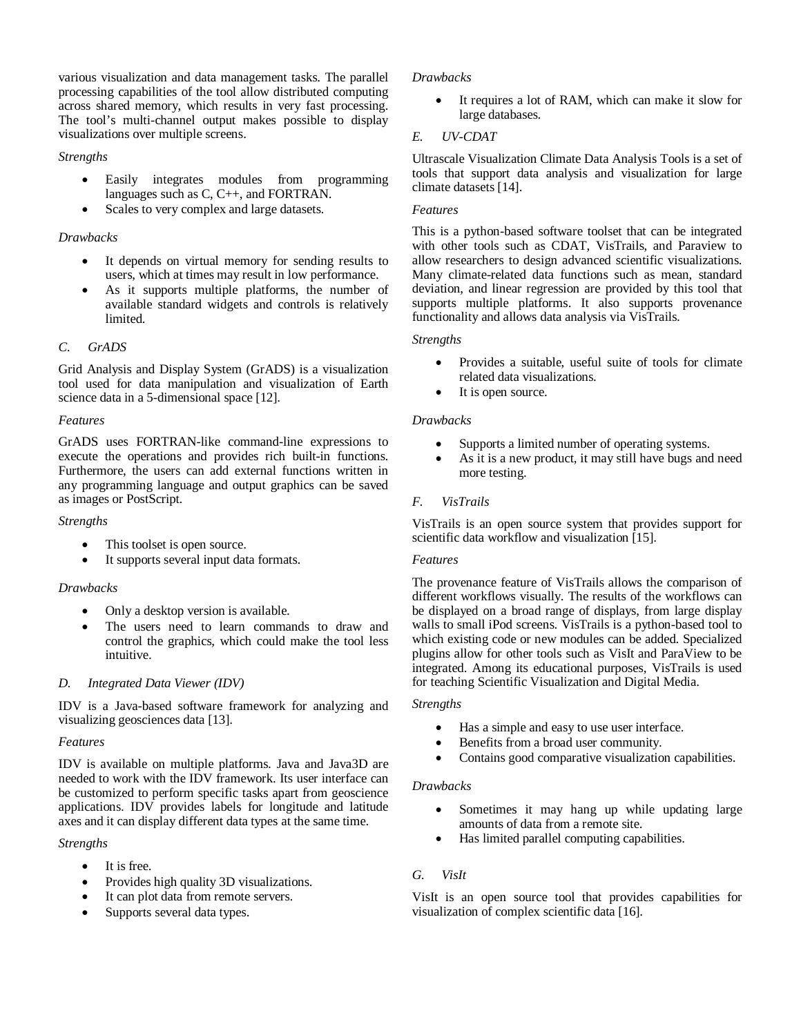various visualization and data management tasks. The parallel processing capabilities of the tool allow distributed computing across shared memory, which results in very fast processing. The tool's multi-channel output makes possible to display visualizations over multiple screens.

*Strengths*

- Easily integrates modules from programming languages such as C, C++, and FORTRAN.
- Scales to very complex and large datasets.

*Drawbacks*

- It depends on virtual memory for sending results to users, which at times may result in low performance.
- As it supports multiple platforms, the number of available standard widgets and controls is relatively limited.

### *C. GrADS*

Grid Analysis and Display System (GrADS) is a visualization tool used for data manipulation and visualization of Earth science data in a 5-dimensional space [12].

*Features*

GrADS uses FORTRAN-like command-line expressions to execute the operations and provides rich built-in functions. Furthermore, the users can add external functions written in any programming language and output graphics can be saved as images or PostScript.

*Strengths*

- This toolset is open source.
- It supports several input data formats.

*Drawbacks*

- Only a desktop version is available.
- The users need to learn commands to draw and control the graphics, which could make the tool less intuitive.

### *D. Integrated Data Viewer (IDV)*

IDV is a Java-based software framework for analyzing and visualizing geosciences data [13].

*Features*

IDV is available on multiple platforms. Java and Java3D are needed to work with the IDV framework. Its user interface can be customized to perform specific tasks apart from geoscience applications. IDV provides labels for longitude and latitude axes and it can display different data types at the same time.

*Strengths*

- It is free.
- Provides high quality 3D visualizations.
- It can plot data from remote servers.
- Supports several data types.

*Drawbacks*

- It requires a lot of RAM, which can make it slow for large databases.

### *E. UV-CDAT*

Ultrascale Visualization Climate Data Analysis Tools is a set of tools that support data analysis and visualization for large climate datasets [14].

*Features*

This is a python-based software toolset that can be integrated with other tools such as CDAT, VisTrails, and Paraview to allow researchers to design advanced scientific visualizations. Many climate-related data functions such as mean, standard deviation, and linear regression are provided by this tool that supports multiple platforms. It also supports provenance functionality and allows data analysis via VisTrails.

*Strengths*

- Provides a suitable, useful suite of tools for climate related data visualizations.
- It is open source.

*Drawbacks*

- Supports a limited number of operating systems.
- As it is a new product, it may still have bugs and need more testing.

### *F. VisTrails*

VisTrails is an open source system that provides support for scientific data workflow and visualization [15].

*Features*

The provenance feature of VisTrails allows the comparison of different workflows visually. The results of the workflows can be displayed on a broad range of displays, from large display walls to small iPod screens. VisTrails is a python-based tool to which existing code or new modules can be added. Specialized plugins allow for other tools such as VisIt and ParaView to be integrated. Among its educational purposes, VisTrails is used for teaching Scientific Visualization and Digital Media.

*Strengths*

- Has a simple and easy to use user interface.
- Benefits from a broad user community.
- Contains good comparative visualization capabilities.

*Drawbacks*

- Sometimes it may hang up while updating large amounts of data from a remote site.
- Has limited parallel computing capabilities.

### *G. VisIt*

VisIt is an open source tool that provides capabilities for visualization of complex scientific data [16].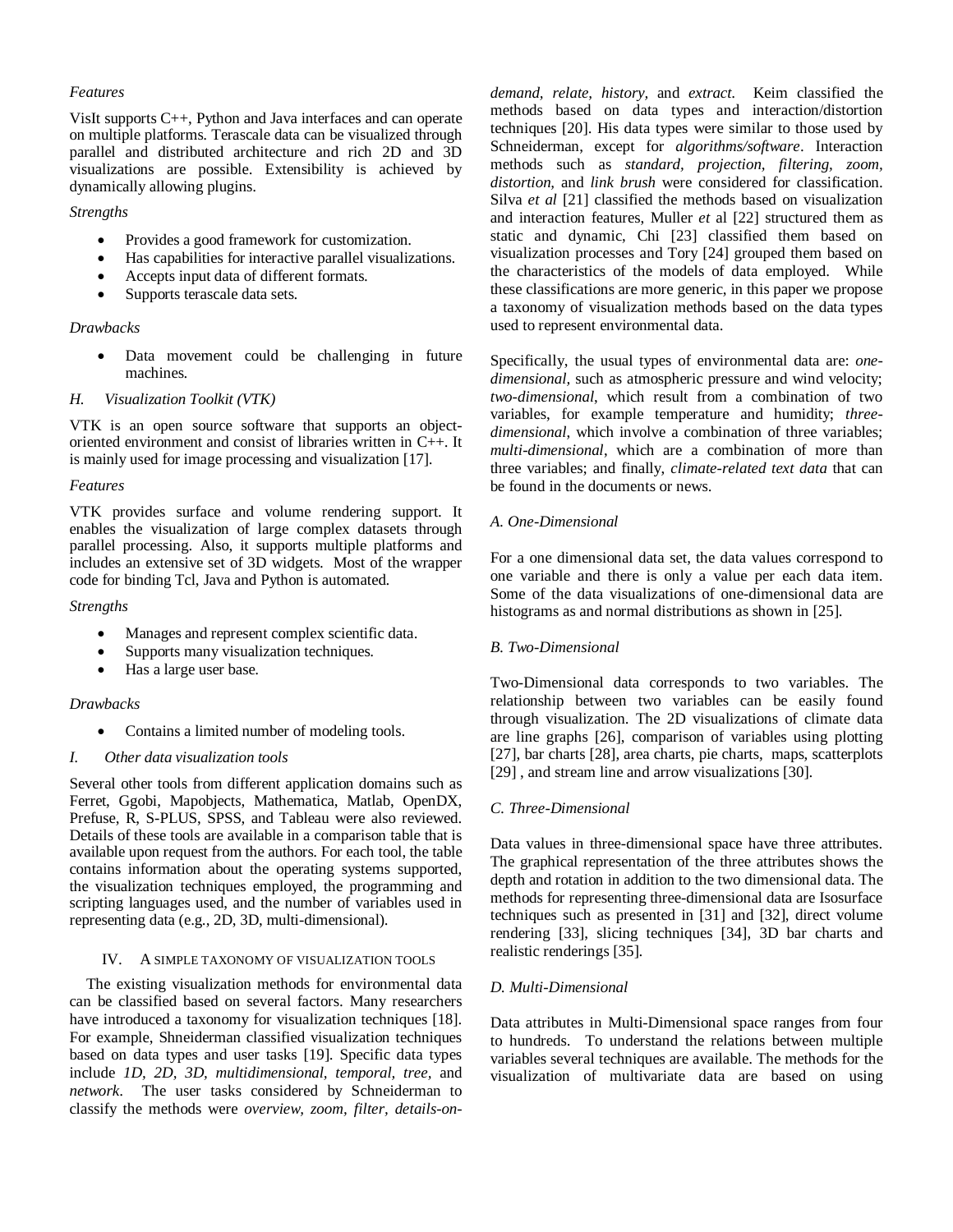*Features*

VisIt supports C++, Python and Java interfaces and can operate on multiple platforms. Terascale data can be visualized through parallel and distributed architecture and rich 2D and 3D visualizations are possible. Extensibility is achieved by dynamically allowing plugins.

*Strengths*

- Provides a good framework for customization.
- Has capabilities for interactive parallel visualizations.
- Accepts input data of different formats.
- Supports terascale data sets.

*Drawbacks*

- Data movement could be challenging in future machines.

### *H. Visualization Toolkit (VTK)*

VTK is an open source software that supports an object-oriented environment and consist of libraries written in C++. It is mainly used for image processing and visualization [17].

*Features*

VTK provides surface and volume rendering support. It enables the visualization of large complex datasets through parallel processing. Also, it supports multiple platforms and includes an extensive set of 3D widgets. Most of the wrapper code for binding Tcl, Java and Python is automated.

*Strengths*

- Manages and represent complex scientific data.
- Supports many visualization techniques.
- Has a large user base.

*Drawbacks*

- Contains a limited number of modeling tools.

### *I. Other data visualization tools*

Several other tools from different application domains such as Ferret, Ggobi, Mapobjects, Mathematica, Matlab, OpenDX, Prefuse, R, S-PLUS, SPSS, and Tableau were also reviewed. Details of these tools are available in a comparison table that is available upon request from the authors. For each tool, the table contains information about the operating systems supported, the visualization techniques employed, the programming and scripting languages used, and the number of variables used in representing data (e.g., 2D, 3D, multi-dimensional).

## IV. A SIMPLE TAXONOMY OF VISUALIZATION TOOLS

The existing visualization methods for environmental data can be classified based on several factors. Many researchers have introduced a taxonomy for visualization techniques [18]. For example, Shneiderman classified visualization techniques based on data types and user tasks [19]. Specific data types include *1D, 2D, 3D, multidimensional, temporal, tree,* and *network*. The user tasks considered by Schneiderman to classify the methods were *overview, zoom, filter, details-on-demand, relate, history,* and *extract*. Keim classified the methods based on data types and interaction/distortion techniques [20]. His data types were similar to those used by Schneiderman, except for *algorithms/software*. Interaction methods such as *standard, projection, filtering, zoom, distortion,* and *link brush* were considered for classification. Silva *et al* [21] classified the methods based on visualization and interaction features, Muller *et* al [22] structured them as static and dynamic, Chi [23] classified them based on visualization processes and Tory [24] grouped them based on the characteristics of the models of data employed. While these classifications are more generic, in this paper we propose a taxonomy of visualization methods based on the data types used to represent environmental data.

Specifically, the usual types of environmental data are: *one-dimensional,* such as atmospheric pressure and wind velocity; *two-dimensional*, which result from a combination of two variables, for example temperature and humidity; *three-dimensional*, which involve a combination of three variables; *multi-dimensional*, which are a combination of more than three variables; and finally, *climate-related text data* that can be found in the documents or news.

### *A. One-Dimensional*

For a one dimensional data set, the data values correspond to one variable and there is only a value per each data item. Some of the data visualizations of one-dimensional data are histograms as and normal distributions as shown in [25].

### *B. Two-Dimensional*

Two-Dimensional data corresponds to two variables. The relationship between two variables can be easily found through visualization. The 2D visualizations of climate data are line graphs [26], comparison of variables using plotting [27], bar charts [28], area charts, pie charts, maps, scatterplots [29] , and stream line and arrow visualizations [30].

### *C. Three-Dimensional*

Data values in three-dimensional space have three attributes. The graphical representation of the three attributes shows the depth and rotation in addition to the two dimensional data. The methods for representing three-dimensional data are Isosurface techniques such as presented in [31] and [32], direct volume rendering [33], slicing techniques [34], 3D bar charts and realistic renderings [35].

### *D. Multi-Dimensional*

Data attributes in Multi-Dimensional space ranges from four to hundreds. To understand the relations between multiple variables several techniques are available. The methods for the visualization of multivariate data are based on using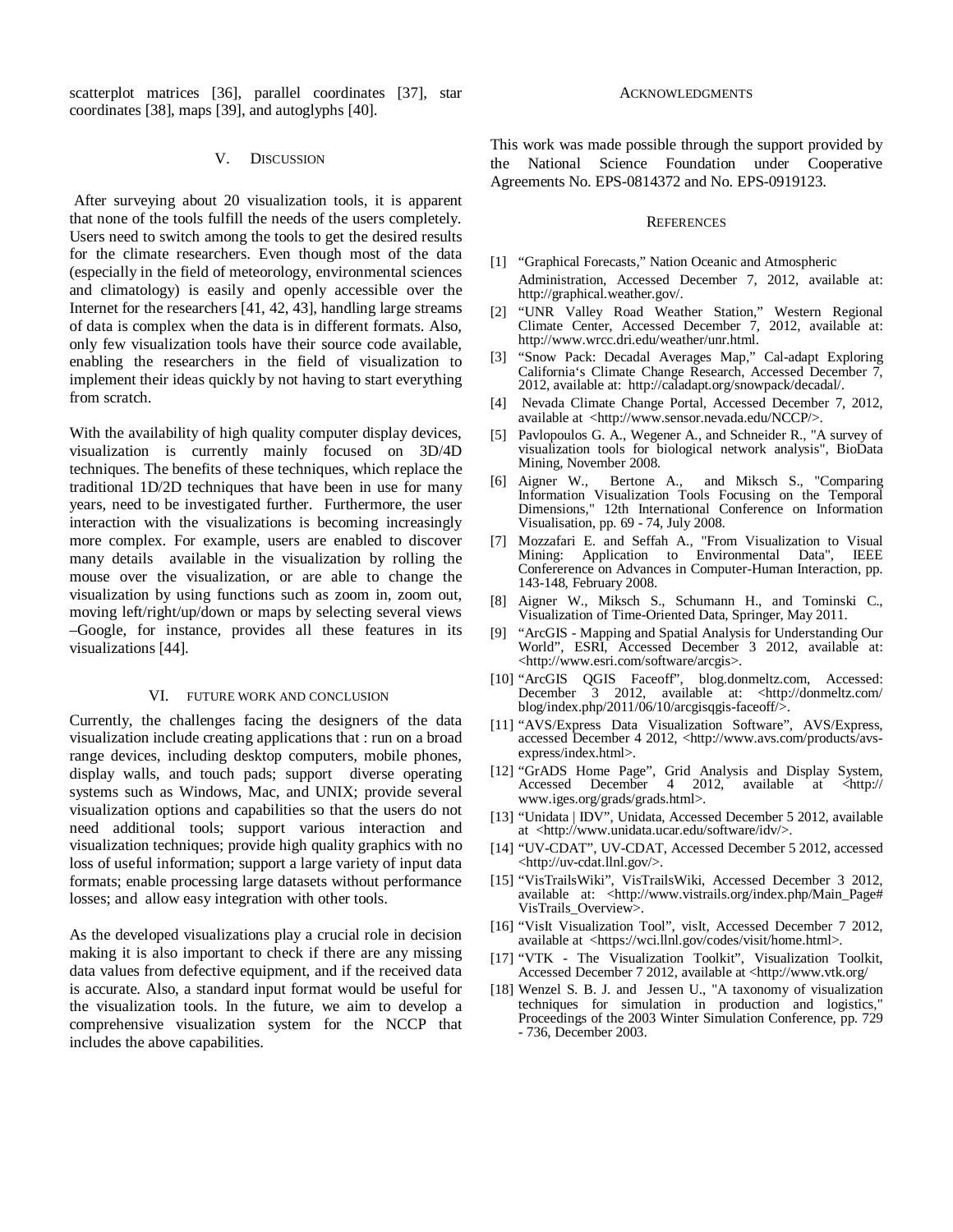scatterplot matrices [36], parallel coordinates [37], star coordinates [38], maps [39], and autoglyphs [40].

## V. Discussion

After surveying about 20 visualization tools, it is apparent that none of the tools fulfill the needs of the users completely. Users need to switch among the tools to get the desired results for the climate researchers. Even though most of the data (especially in the field of meteorology, environmental sciences and climatology) is easily and openly accessible over the Internet for the researchers [41, 42, 43], handling large streams of data is complex when the data is in different formats. Also, only few visualization tools have their source code available, enabling the researchers in the field of visualization to implement their ideas quickly by not having to start everything from scratch.

With the availability of high quality computer display devices, visualization is currently mainly focused on 3D/4D techniques. The benefits of these techniques, which replace the traditional 1D/2D techniques that have been in use for many years, need to be investigated further. Furthermore, the user interaction with the visualizations is becoming increasingly more complex. For example, users are enabled to discover many details available in the visualization by rolling the mouse over the visualization, or are able to change the visualization by using functions such as zoom in, zoom out, moving left/right/up/down or maps by selecting several views –Google, for instance, provides all these features in its visualizations [44].

## VI. Future Work and Conclusion

Currently, the challenges facing the designers of the data visualization include creating applications that : run on a broad range devices, including desktop computers, mobile phones, display walls, and touch pads; support diverse operating systems such as Windows, Mac, and UNIX; provide several visualization options and capabilities so that the users do not need additional tools; support various interaction and visualization techniques; provide high quality graphics with no loss of useful information; support a large variety of input data formats; enable processing large datasets without performance losses; and allow easy integration with other tools.

As the developed visualizations play a crucial role in decision making it is also important to check if there are any missing data values from defective equipment, and if the received data is accurate. Also, a standard input format would be useful for the visualization tools. In the future, we aim to develop a comprehensive visualization system for the NCCP that includes the above capabilities.

## Acknowledgments

This work was made possible through the support provided by the National Science Foundation under Cooperative Agreements No. EPS-0814372 and No. EPS-0919123.

## References

[1] "Graphical Forecasts," Nation Oceanic and Atmospheric Administration, Accessed December 7, 2012, available at: http://graphical.weather.gov/.

[2] "UNR Valley Road Weather Station," Western Regional Climate Center, Accessed December 7, 2012, available at: http://www.wrcc.dri.edu/weather/unr.html.

[3] "Snow Pack: Decadal Averages Map," Cal-adapt Exploring California's Climate Change Research, Accessed December 7, 2012, available at: http://caladapt.org/snowpack/decadal/.

[4] Nevada Climate Change Portal, Accessed December 7, 2012, available at <http://www.sensor.nevada.edu/NCCP/>.

[5] Pavlopoulos G. A., Wegener A., and Schneider R., "A survey of visualization tools for biological network analysis", BioData Mining, November 2008.

[6] Aigner W., Bertone A., and Miksch S., "Comparing Information Visualization Tools Focusing on the Temporal Dimensions," 12th International Conference on Information Visualisation, pp. 69 - 74, July 2008.

[7] Mozzafari E. and Seffah A., "From Visualization to Visual Mining: Application to Environmental Data", IEEE Confererence on Advances in Computer-Human Interaction, pp. 143-148, February 2008.

[8] Aigner W., Miksch S., Schumann H., and Tominski C., Visualization of Time-Oriented Data, Springer, May 2011.

[9] "ArcGIS - Mapping and Spatial Analysis for Understanding Our World", ESRI, Accessed December 3 2012, available at: <http://www.esri.com/software/arcgis>.

[10] "ArcGIS QGIS Faceoff", blog.donmeltz.com, Accessed: December 3 2012, available at: <http://donmeltz.com/ blog/index.php/2011/06/10/arcgisqgis-faceoff/>.

[11] "AVS/Express Data Visualization Software", AVS/Express, accessed December 4 2012, <http://www.avs.com/products/avs-express/index.html>.

[12] "GrADS Home Page", Grid Analysis and Display System, Accessed December 4 2012, available at <http:// www.iges.org/grads/grads.html>.

[13] "Unidata | IDV", Unidata, Accessed December 5 2012, available at <http://www.unidata.ucar.edu/software/idv/>.

[14] "UV-CDAT", UV-CDAT, Accessed December 5 2012, accessed <http://uv-cdat.llnl.gov/>.

[15] "VisTrailsWiki", VisTrailsWiki, Accessed December 3 2012, available at: <http://www.vistrails.org/index.php/Main_Page# VisTrails_Overview>.

[16] "VisIt Visualization Tool", visIt, Accessed December 7 2012, available at <https://wci.llnl.gov/codes/visit/home.html>.

[17] "VTK - The Visualization Toolkit", Visualization Toolkit, Accessed December 7 2012, available at <http://www.vtk.org/

[18] Wenzel S. B. J. and Jessen U., "A taxonomy of visualization techniques for simulation in production and logistics," Proceedings of the 2003 Winter Simulation Conference, pp. 729 - 736, December 2003.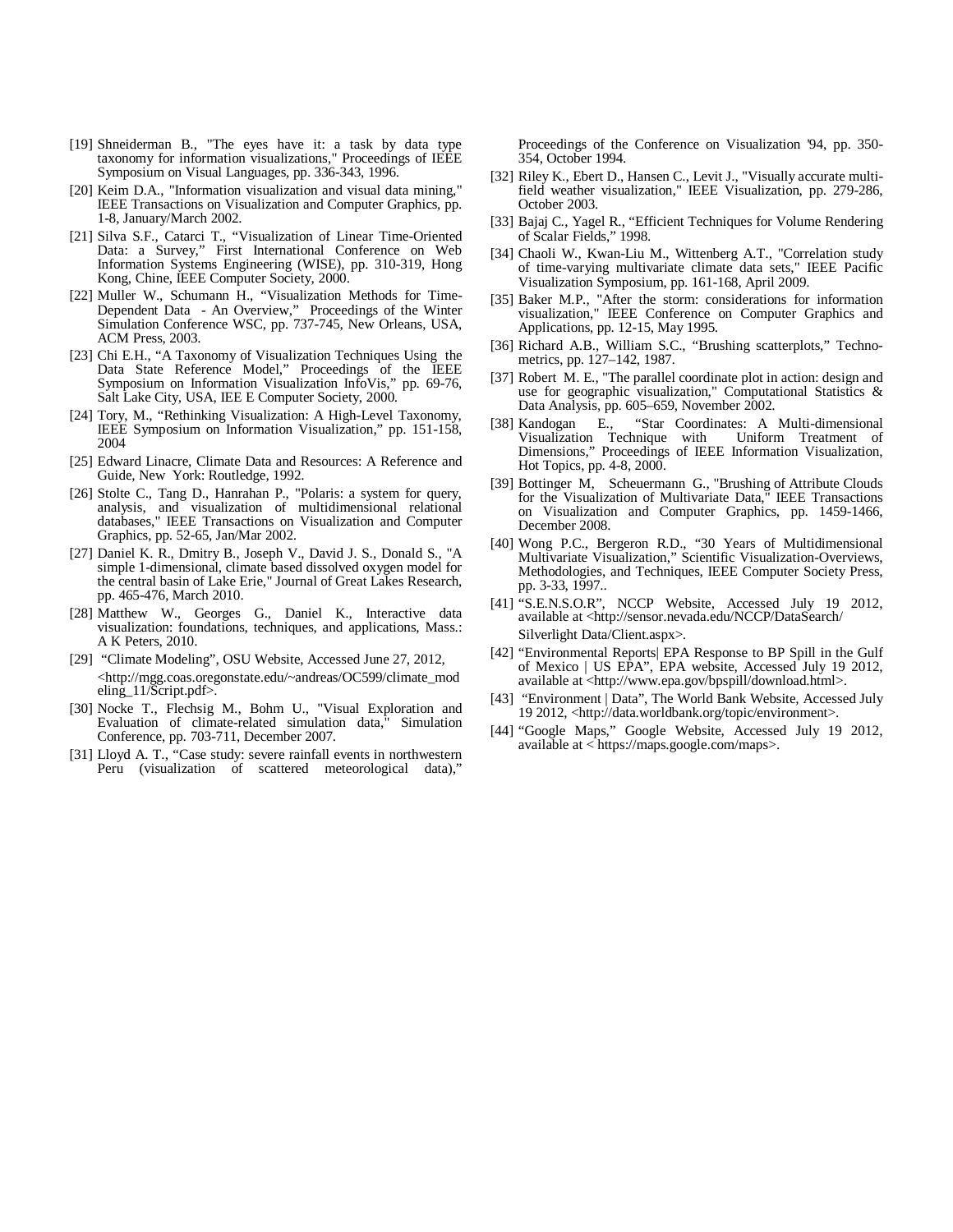[19] Shneiderman B., "The eyes have it: a task by data type taxonomy for information visualizations," Proceedings of IEEE Symposium on Visual Languages, pp. 336-343, 1996.

[20] Keim D.A., "Information visualization and visual data mining," IEEE Transactions on Visualization and Computer Graphics, pp. 1-8, January/March 2002.

[21] Silva S.F., Catarci T., "Visualization of Linear Time-Oriented Data: a Survey," First International Conference on Web Information Systems Engineering (WISE), pp. 310-319, Hong Kong, Chine, IEEE Computer Society, 2000.

[22] Muller W., Schumann H., "Visualization Methods for Time-Dependent Data - An Overview," Proceedings of the Winter Simulation Conference WSC, pp. 737-745, New Orleans, USA, ACM Press, 2003.

[23] Chi E.H., "A Taxonomy of Visualization Techniques Using the Data State Reference Model," Proceedings of the IEEE Symposium on Information Visualization InfoVis," pp. 69-76, Salt Lake City, USA, IEE E Computer Society, 2000.

[24] Tory, M., "Rethinking Visualization: A High-Level Taxonomy, IEEE Symposium on Information Visualization," pp. 151-158, 2004

[25] Edward Linacre, Climate Data and Resources: A Reference and Guide, New York: Routledge, 1992.

[26] Stolte C., Tang D., Hanrahan P., "Polaris: a system for query, analysis, and visualization of multidimensional relational databases," IEEE Transactions on Visualization and Computer Graphics, pp. 52-65, Jan/Mar 2002.

[27] Daniel K. R., Dmitry B., Joseph V., David J. S., Donald S., "A simple 1-dimensional, climate based dissolved oxygen model for the central basin of Lake Erie," Journal of Great Lakes Research, pp. 465-476, March 2010.

[28] Matthew W., Georges G., Daniel K., Interactive data visualization: foundations, techniques, and applications, Mass.: A K Peters, 2010.

[29] "Climate Modeling", OSU Website, Accessed June 27, 2012, <http://mgg.coas.oregonstate.edu/~andreas/OC599/climate_modeling_11/Script.pdf>.

[30] Nocke T., Flechsig M., Bohm U., "Visual Exploration and Evaluation of climate-related simulation data," Simulation Conference, pp. 703-711, December 2007.

[31] Lloyd A. T., "Case study: severe rainfall events in northwestern Peru (visualization of scattered meteorological data)," Proceedings of the Conference on Visualization '94, pp. 350-354, October 1994.

[32] Riley K., Ebert D., Hansen C., Levit J., "Visually accurate multi-field weather visualization," IEEE Visualization, pp. 279-286, October 2003.

[33] Bajaj C., Yagel R., "Efficient Techniques for Volume Rendering of Scalar Fields," 1998.

[34] Chaoli W., Kwan-Liu M., Wittenberg A.T., "Correlation study of time-varying multivariate climate data sets," IEEE Pacific Visualization Symposium, pp. 161-168, April 2009.

[35] Baker M.P., "After the storm: considerations for information visualization," IEEE Conference on Computer Graphics and Applications, pp. 12-15, May 1995.

[36] Richard A.B., William S.C., "Brushing scatterplots," Technometrics, pp. 127–142, 1987.

[37] Robert M. E., "The parallel coordinate plot in action: design and use for geographic visualization," Computational Statistics & Data Analysis, pp. 605–659, November 2002.

[38] Kandogan E., "Star Coordinates: A Multi-dimensional Visualization Technique with Uniform Treatment of Dimensions," Proceedings of IEEE Information Visualization, Hot Topics, pp. 4-8, 2000.

[39] Bottinger M, Scheuermann G., "Brushing of Attribute Clouds for the Visualization of Multivariate Data," IEEE Transactions on Visualization and Computer Graphics, pp. 1459-1466, December 2008.

[40] Wong P.C., Bergeron R.D., "30 Years of Multidimensional Multivariate Visualization," Scientific Visualization-Overviews, Methodologies, and Techniques, IEEE Computer Society Press, pp. 3-33, 1997..

[41] "S.E.N.S.O.R", NCCP Website, Accessed July 19 2012, available at <http://sensor.nevada.edu/NCCP/DataSearch/ Silverlight Data/Client.aspx>.

[42] "Environmental Reports| EPA Response to BP Spill in the Gulf of Mexico | US EPA", EPA website, Accessed July 19 2012, available at <http://www.epa.gov/bpspill/download.html>.

[43] "Environment | Data", The World Bank Website, Accessed July 19 2012, <http://data.worldbank.org/topic/environment>.

[44] "Google Maps," Google Website, Accessed July 19 2012, available at < https://maps.google.com/maps>.